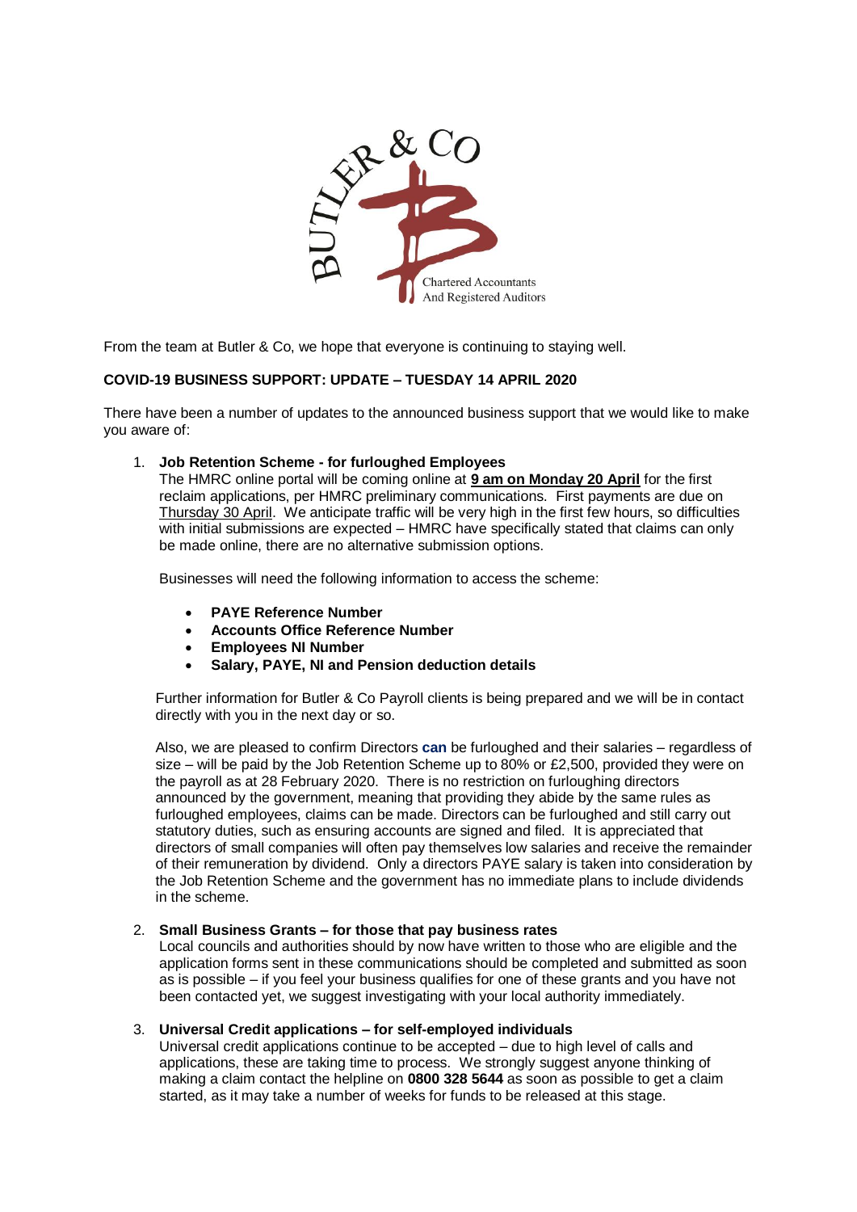From the team at Butler & Co, we hope that everyone is continuing to staying well.

**COVID-19 BUSINESS SUPPORT: UPDATE – TUESDAY 14 APRIL 2020**

There have been a number of updates to the announced business support that we would like to make you aware of:

1. **Job Retention Scheme - for furloughed Employees**
   The HMRC online portal will be coming online at **9 am on Monday 20 April** for the first reclaim applications, per HMRC preliminary communications. First payments are due on Thursday 30 April. We anticipate traffic will be very high in the first few hours, so difficulties with initial submissions are expected – HMRC have specifically stated that claims can only be made online, there are no alternative submission options.

   Businesses will need the following information to access the scheme:

   - **PAYE Reference Number**
   - **Accounts Office Reference Number**
   - **Employees NI Number**
   - **Salary, PAYE, NI and Pension deduction details**

   Further information for Butler & Co Payroll clients is being prepared and we will be in contact directly with you in the next day or so.

   Also, we are pleased to confirm Directors **can** be furloughed and their salaries – regardless of size – will be paid by the Job Retention Scheme up to 80% or £2,500, provided they were on the payroll as at 28 February 2020. There is no restriction on furloughing directors announced by the government, meaning that providing they abide by the same rules as furloughed employees, claims can be made. Directors can be furloughed and still carry out statutory duties, such as ensuring accounts are signed and filed. It is appreciated that directors of small companies will often pay themselves low salaries and receive the remainder of their remuneration by dividend. Only a directors PAYE salary is taken into consideration by the Job Retention Scheme and the government has no immediate plans to include dividends in the scheme.

2. **Small Business Grants – for those that pay business rates**
   Local councils and authorities should by now have written to those who are eligible and the application forms sent in these communications should be completed and submitted as soon as is possible – if you feel your business qualifies for one of these grants and you have not been contacted yet, we suggest investigating with your local authority immediately.

3. **Universal Credit applications – for self-employed individuals**
   Universal credit applications continue to be accepted – due to high level of calls and applications, these are taking time to process. We strongly suggest anyone thinking of making a claim contact the helpline on **0800 328 5644** as soon as possible to get a claim started, as it may take a number of weeks for funds to be released at this stage.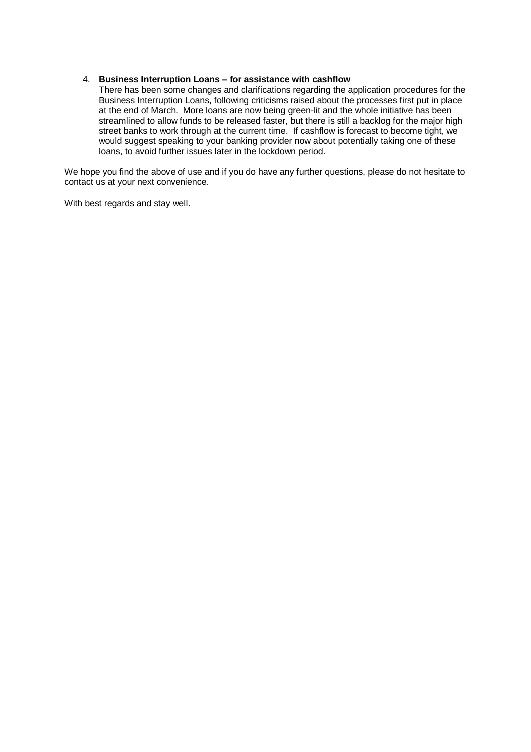4. **Business Interruption Loans – for assistance with cashflow**
   There has been some changes and clarifications regarding the application procedures for the Business Interruption Loans, following criticisms raised about the processes first put in place at the end of March. More loans are now being green-lit and the whole initiative has been streamlined to allow funds to be released faster, but there is still a backlog for the major high street banks to work through at the current time. If cashflow is forecast to become tight, we would suggest speaking to your banking provider now about potentially taking one of these loans, to avoid further issues later in the lockdown period.

We hope you find the above of use and if you do have any further questions, please do not hesitate to contact us at your next convenience.

With best regards and stay well.